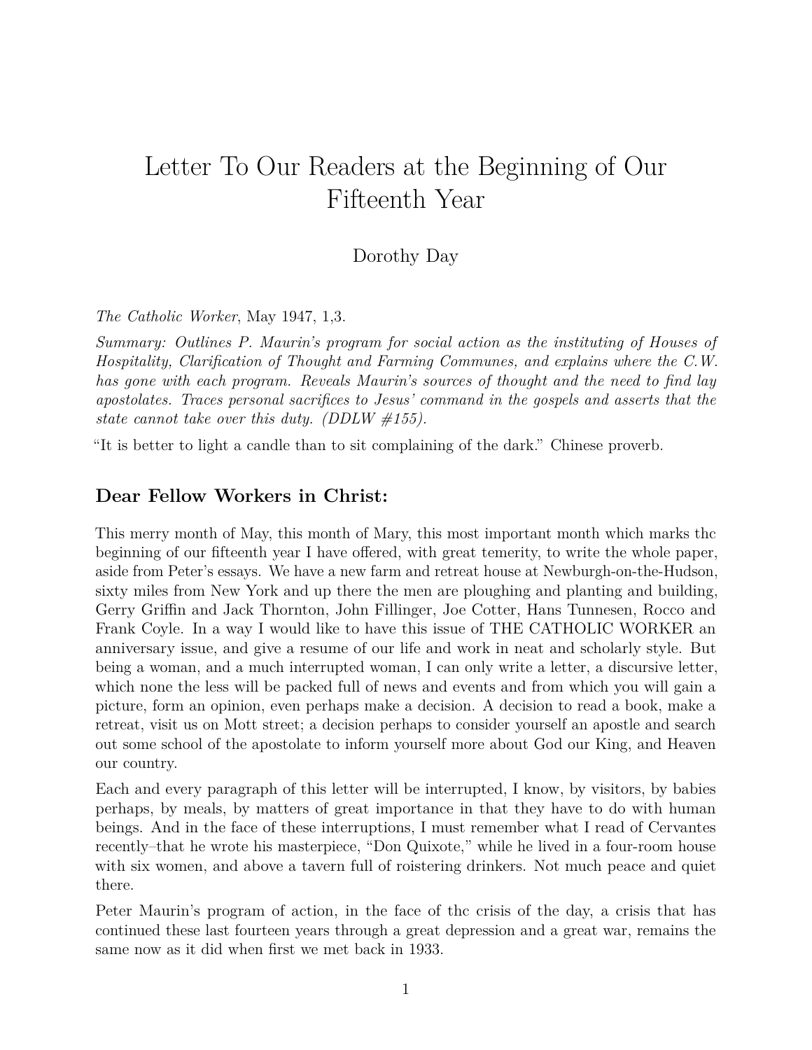# Letter To Our Readers at the Beginning of Our Fifteenth Year

Dorothy Day

*The Catholic Worker*, May 1947, 1,3.

*Summary: Outlines P. Maurin's program for social action as the instituting of Houses of Hospitality, Clarification of Thought and Farming Communes, and explains where the C.W. has gone with each program. Reveals Maurin's sources of thought and the need to find lay apostolates. Traces personal sacrifices to Jesus' command in the gospels and asserts that the state cannot take over this duty. (DDLW #155).*

"It is better to light a candle than to sit complaining of the dark." Chinese proverb.

## Dear Fellow Workers in Christ:

This merry month of May, this month of Mary, this most important month which marks thc beginning of our fifteenth year I have offered, with great temerity, to write the whole paper, aside from Peter's essays. We have a new farm and retreat house at Newburgh-on-the-Hudson, sixty miles from New York and up there the men are ploughing and planting and building, Gerry Griffin and Jack Thornton, John Fillinger, Joe Cotter, Hans Tunnesen, Rocco and Frank Coyle. In a way I would like to have this issue of THE CATHOLIC WORKER an anniversary issue, and give a resume of our life and work in neat and scholarly style. But being a woman, and a much interrupted woman, I can only write a letter, a discursive letter, which none the less will be packed full of news and events and from which you will gain a picture, form an opinion, even perhaps make a decision. A decision to read a book, make a retreat, visit us on Mott street; a decision perhaps to consider yourself an apostle and search out some school of the apostolate to inform yourself more about God our King, and Heaven our country.

Each and every paragraph of this letter will be interrupted, I know, by visitors, by babies perhaps, by meals, by matters of great importance in that they have to do with human beings. And in the face of these interruptions, I must remember what I read of Cervantes recently–that he wrote his masterpiece, "Don Quixote," while he lived in a four-room house with six women, and above a tavern full of roistering drinkers. Not much peace and quiet there.

Peter Maurin's program of action, in the face of thc crisis of the day, a crisis that has continued these last fourteen years through a great depression and a great war, remains the same now as it did when first we met back in 1933.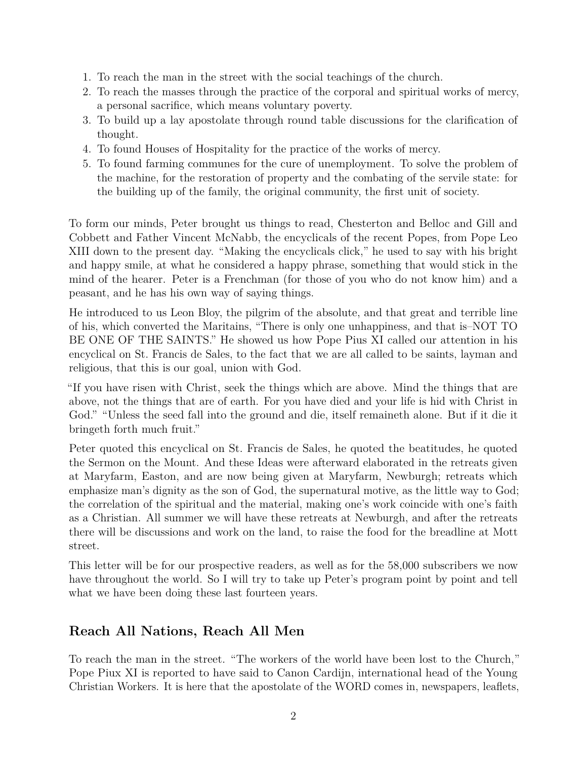1. To reach the man in the street with the social teachings of the church.
2. To reach the masses through the practice of the corporal and spiritual works of mercy, a personal sacrifice, which means voluntary poverty.
3. To build up a lay apostolate through round table discussions for the clarification of thought.
4. To found Houses of Hospitality for the practice of the works of mercy.
5. To found farming communes for the cure of unemployment. To solve the problem of the machine, for the restoration of property and the combating of the servile state: for the building up of the family, the original community, the first unit of society.

To form our minds, Peter brought us things to read, Chesterton and Belloc and Gill and Cobbett and Father Vincent McNabb, the encyclicals of the recent Popes, from Pope Leo XIII down to the present day. "Making the encyclicals click," he used to say with his bright and happy smile, at what he considered a happy phrase, something that would stick in the mind of the hearer. Peter is a Frenchman (for those of you who do not know him) and a peasant, and he has his own way of saying things.

He introduced to us Leon Bloy, the pilgrim of the absolute, and that great and terrible line of his, which converted the Maritains, "There is only one unhappiness, and that is–NOT TO BE ONE OF THE SAINTS." He showed us how Pope Pius XI called our attention in his encyclical on St. Francis de Sales, to the fact that we are all called to be saints, layman and religious, that this is our goal, union with God.

"If you have risen with Christ, seek the things which are above. Mind the things that are above, not the things that are of earth. For you have died and your life is hid with Christ in God." "Unless the seed fall into the ground and die, itself remaineth alone. But if it die it bringeth forth much fruit."

Peter quoted this encyclical on St. Francis de Sales, he quoted the beatitudes, he quoted the Sermon on the Mount. And these Ideas were afterward elaborated in the retreats given at Maryfarm, Easton, and are now being given at Maryfarm, Newburgh; retreats which emphasize man's dignity as the son of God, the supernatural motive, as the little way to God; the correlation of the spiritual and the material, making one's work coincide with one's faith as a Christian. All summer we will have these retreats at Newburgh, and after the retreats there will be discussions and work on the land, to raise the food for the breadline at Mott street.

This letter will be for our prospective readers, as well as for the 58,000 subscribers we now have throughout the world. So I will try to take up Peter's program point by point and tell what we have been doing these last fourteen years.

## Reach All Nations, Reach All Men

To reach the man in the street. "The workers of the world have been lost to the Church," Pope Piux XI is reported to have said to Canon Cardijn, international head of the Young Christian Workers. It is here that the apostolate of the WORD comes in, newspapers, leaflets,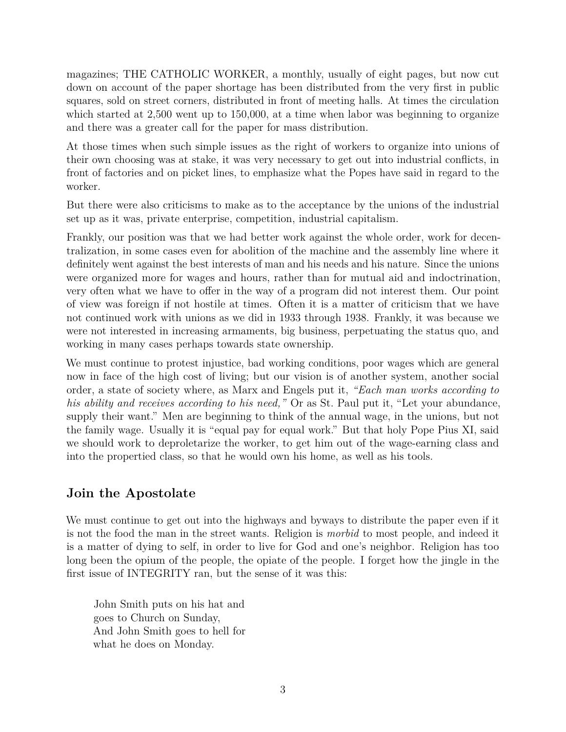magazines; THE CATHOLIC WORKER, a monthly, usually of eight pages, but now cut down on account of the paper shortage has been distributed from the very first in public squares, sold on street corners, distributed in front of meeting halls. At times the circulation which started at 2,500 went up to 150,000, at a time when labor was beginning to organize and there was a greater call for the paper for mass distribution.

At those times when such simple issues as the right of workers to organize into unions of their own choosing was at stake, it was very necessary to get out into industrial conflicts, in front of factories and on picket lines, to emphasize what the Popes have said in regard to the worker.

But there were also criticisms to make as to the acceptance by the unions of the industrial set up as it was, private enterprise, competition, industrial capitalism.

Frankly, our position was that we had better work against the whole order, work for decentralization, in some cases even for abolition of the machine and the assembly line where it definitely went against the best interests of man and his needs and his nature. Since the unions were organized more for wages and hours, rather than for mutual aid and indoctrination, very often what we have to offer in the way of a program did not interest them. Our point of view was foreign if not hostile at times. Often it is a matter of criticism that we have not continued work with unions as we did in 1933 through 1938. Frankly, it was because we were not interested in increasing armaments, big business, perpetuating the status quo, and working in many cases perhaps towards state ownership.

We must continue to protest injustice, bad working conditions, poor wages which are general now in face of the high cost of living; but our vision is of another system, another social order, a state of society where, as Marx and Engels put it, *"Each man works according to his ability and receives according to his need,"* Or as St. Paul put it, "Let your abundance, supply their want." Men are beginning to think of the annual wage, in the unions, but not the family wage. Usually it is "equal pay for equal work." But that holy Pope Pius XI, said we should work to deproletarize the worker, to get him out of the wage-earning class and into the propertied class, so that he would own his home, as well as his tools.

## Join the Apostolate

We must continue to get out into the highways and byways to distribute the paper even if it is not the food the man in the street wants. Religion is *morbid* to most people, and indeed it is a matter of dying to self, in order to live for God and one's neighbor. Religion has too long been the opium of the people, the opiate of the people. I forget how the jingle in the first issue of INTEGRITY ran, but the sense of it was this:

> John Smith puts on his hat and
> goes to Church on Sunday,
> And John Smith goes to hell for
> what he does on Monday.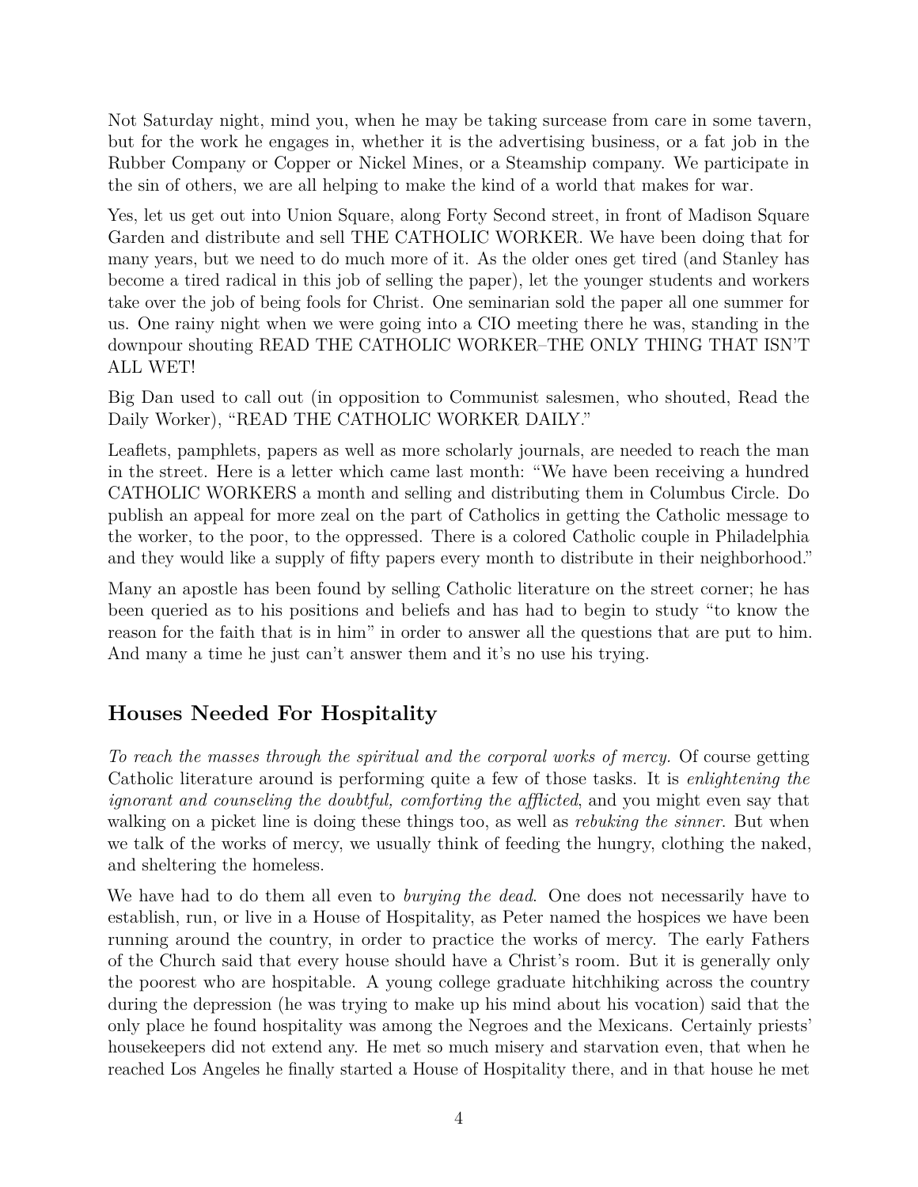Not Saturday night, mind you, when he may be taking surcease from care in some tavern, but for the work he engages in, whether it is the advertising business, or a fat job in the Rubber Company or Copper or Nickel Mines, or a Steamship company. We participate in the sin of others, we are all helping to make the kind of a world that makes for war.

Yes, let us get out into Union Square, along Forty Second street, in front of Madison Square Garden and distribute and sell THE CATHOLIC WORKER. We have been doing that for many years, but we need to do much more of it. As the older ones get tired (and Stanley has become a tired radical in this job of selling the paper), let the younger students and workers take over the job of being fools for Christ. One seminarian sold the paper all one summer for us. One rainy night when we were going into a CIO meeting there he was, standing in the downpour shouting READ THE CATHOLIC WORKER–THE ONLY THING THAT ISN'T ALL WET!

Big Dan used to call out (in opposition to Communist salesmen, who shouted, Read the Daily Worker), "READ THE CATHOLIC WORKER DAILY."

Leaflets, pamphlets, papers as well as more scholarly journals, are needed to reach the man in the street. Here is a letter which came last month: "We have been receiving a hundred CATHOLIC WORKERS a month and selling and distributing them in Columbus Circle. Do publish an appeal for more zeal on the part of Catholics in getting the Catholic message to the worker, to the poor, to the oppressed. There is a colored Catholic couple in Philadelphia and they would like a supply of fifty papers every month to distribute in their neighborhood."

Many an apostle has been found by selling Catholic literature on the street corner; he has been queried as to his positions and beliefs and has had to begin to study "to know the reason for the faith that is in him" in order to answer all the questions that are put to him. And many a time he just can't answer them and it's no use his trying.

## Houses Needed For Hospitality

*To reach the masses through the spiritual and the corporal works of mercy.* Of course getting Catholic literature around is performing quite a few of those tasks. It is *enlightening the ignorant and counseling the doubtful, comforting the afflicted*, and you might even say that walking on a picket line is doing these things too, as well as *rebuking the sinner*. But when we talk of the works of mercy, we usually think of feeding the hungry, clothing the naked, and sheltering the homeless.

We have had to do them all even to *burying the dead*. One does not necessarily have to establish, run, or live in a House of Hospitality, as Peter named the hospices we have been running around the country, in order to practice the works of mercy. The early Fathers of the Church said that every house should have a Christ's room. But it is generally only the poorest who are hospitable. A young college graduate hitchhiking across the country during the depression (he was trying to make up his mind about his vocation) said that the only place he found hospitality was among the Negroes and the Mexicans. Certainly priests' housekeepers did not extend any. He met so much misery and starvation even, that when he reached Los Angeles he finally started a House of Hospitality there, and in that house he met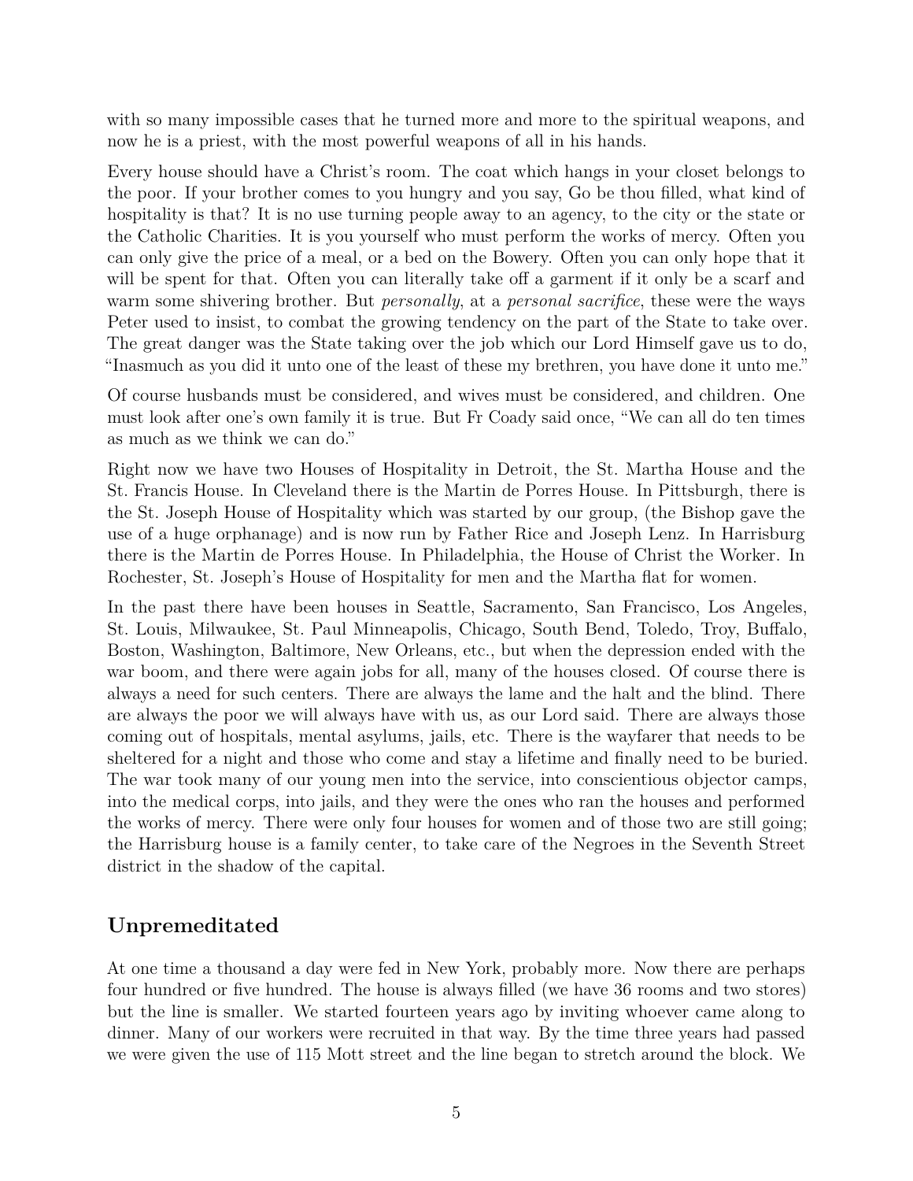with so many impossible cases that he turned more and more to the spiritual weapons, and now he is a priest, with the most powerful weapons of all in his hands.

Every house should have a Christ's room. The coat which hangs in your closet belongs to the poor. If your brother comes to you hungry and you say, Go be thou filled, what kind of hospitality is that? It is no use turning people away to an agency, to the city or the state or the Catholic Charities. It is you yourself who must perform the works of mercy. Often you can only give the price of a meal, or a bed on the Bowery. Often you can only hope that it will be spent for that. Often you can literally take off a garment if it only be a scarf and warm some shivering brother. But *personally*, at a *personal sacrifice*, these were the ways Peter used to insist, to combat the growing tendency on the part of the State to take over. The great danger was the State taking over the job which our Lord Himself gave us to do, "Inasmuch as you did it unto one of the least of these my brethren, you have done it unto me."

Of course husbands must be considered, and wives must be considered, and children. One must look after one's own family it is true. But Fr Coady said once, "We can all do ten times as much as we think we can do."

Right now we have two Houses of Hospitality in Detroit, the St. Martha House and the St. Francis House. In Cleveland there is the Martin de Porres House. In Pittsburgh, there is the St. Joseph House of Hospitality which was started by our group, (the Bishop gave the use of a huge orphanage) and is now run by Father Rice and Joseph Lenz. In Harrisburg there is the Martin de Porres House. In Philadelphia, the House of Christ the Worker. In Rochester, St. Joseph's House of Hospitality for men and the Martha flat for women.

In the past there have been houses in Seattle, Sacramento, San Francisco, Los Angeles, St. Louis, Milwaukee, St. Paul Minneapolis, Chicago, South Bend, Toledo, Troy, Buffalo, Boston, Washington, Baltimore, New Orleans, etc., but when the depression ended with the war boom, and there were again jobs for all, many of the houses closed. Of course there is always a need for such centers. There are always the lame and the halt and the blind. There are always the poor we will always have with us, as our Lord said. There are always those coming out of hospitals, mental asylums, jails, etc. There is the wayfarer that needs to be sheltered for a night and those who come and stay a lifetime and finally need to be buried. The war took many of our young men into the service, into conscientious objector camps, into the medical corps, into jails, and they were the ones who ran the houses and performed the works of mercy. There were only four houses for women and of those two are still going; the Harrisburg house is a family center, to take care of the Negroes in the Seventh Street district in the shadow of the capital.

## Unpremeditated

At one time a thousand a day were fed in New York, probably more. Now there are perhaps four hundred or five hundred. The house is always filled (we have 36 rooms and two stores) but the line is smaller. We started fourteen years ago by inviting whoever came along to dinner. Many of our workers were recruited in that way. By the time three years had passed we were given the use of 115 Mott street and the line began to stretch around the block. We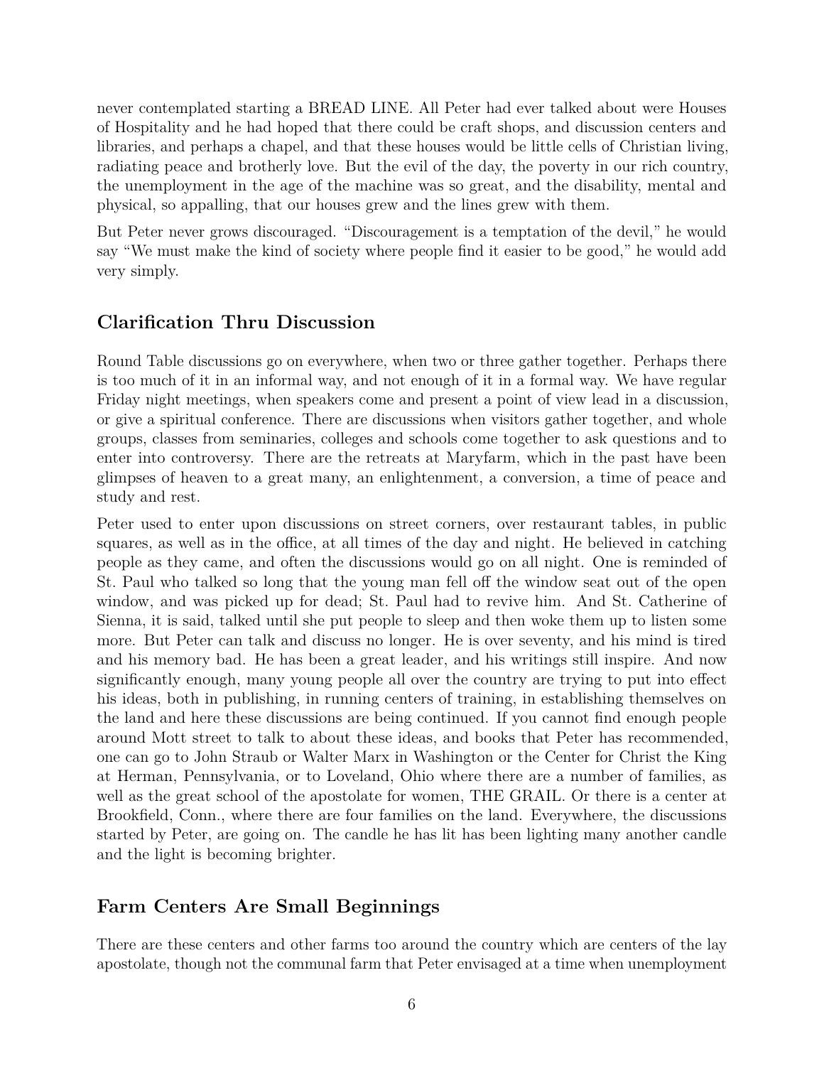never contemplated starting a BREAD LINE. All Peter had ever talked about were Houses of Hospitality and he had hoped that there could be craft shops, and discussion centers and libraries, and perhaps a chapel, and that these houses would be little cells of Christian living, radiating peace and brotherly love. But the evil of the day, the poverty in our rich country, the unemployment in the age of the machine was so great, and the disability, mental and physical, so appalling, that our houses grew and the lines grew with them.

But Peter never grows discouraged. "Discouragement is a temptation of the devil," he would say "We must make the kind of society where people find it easier to be good," he would add very simply.

## Clarification Thru Discussion

Round Table discussions go on everywhere, when two or three gather together. Perhaps there is too much of it in an informal way, and not enough of it in a formal way. We have regular Friday night meetings, when speakers come and present a point of view lead in a discussion, or give a spiritual conference. There are discussions when visitors gather together, and whole groups, classes from seminaries, colleges and schools come together to ask questions and to enter into controversy. There are the retreats at Maryfarm, which in the past have been glimpses of heaven to a great many, an enlightenment, a conversion, a time of peace and study and rest.

Peter used to enter upon discussions on street corners, over restaurant tables, in public squares, as well as in the office, at all times of the day and night. He believed in catching people as they came, and often the discussions would go on all night. One is reminded of St. Paul who talked so long that the young man fell off the window seat out of the open window, and was picked up for dead; St. Paul had to revive him. And St. Catherine of Sienna, it is said, talked until she put people to sleep and then woke them up to listen some more. But Peter can talk and discuss no longer. He is over seventy, and his mind is tired and his memory bad. He has been a great leader, and his writings still inspire. And now significantly enough, many young people all over the country are trying to put into effect his ideas, both in publishing, in running centers of training, in establishing themselves on the land and here these discussions are being continued. If you cannot find enough people around Mott street to talk to about these ideas, and books that Peter has recommended, one can go to John Straub or Walter Marx in Washington or the Center for Christ the King at Herman, Pennsylvania, or to Loveland, Ohio where there are a number of families, as well as the great school of the apostolate for women, THE GRAIL. Or there is a center at Brookfield, Conn., where there are four families on the land. Everywhere, the discussions started by Peter, are going on. The candle he has lit has been lighting many another candle and the light is becoming brighter.

## Farm Centers Are Small Beginnings

There are these centers and other farms too around the country which are centers of the lay apostolate, though not the communal farm that Peter envisaged at a time when unemployment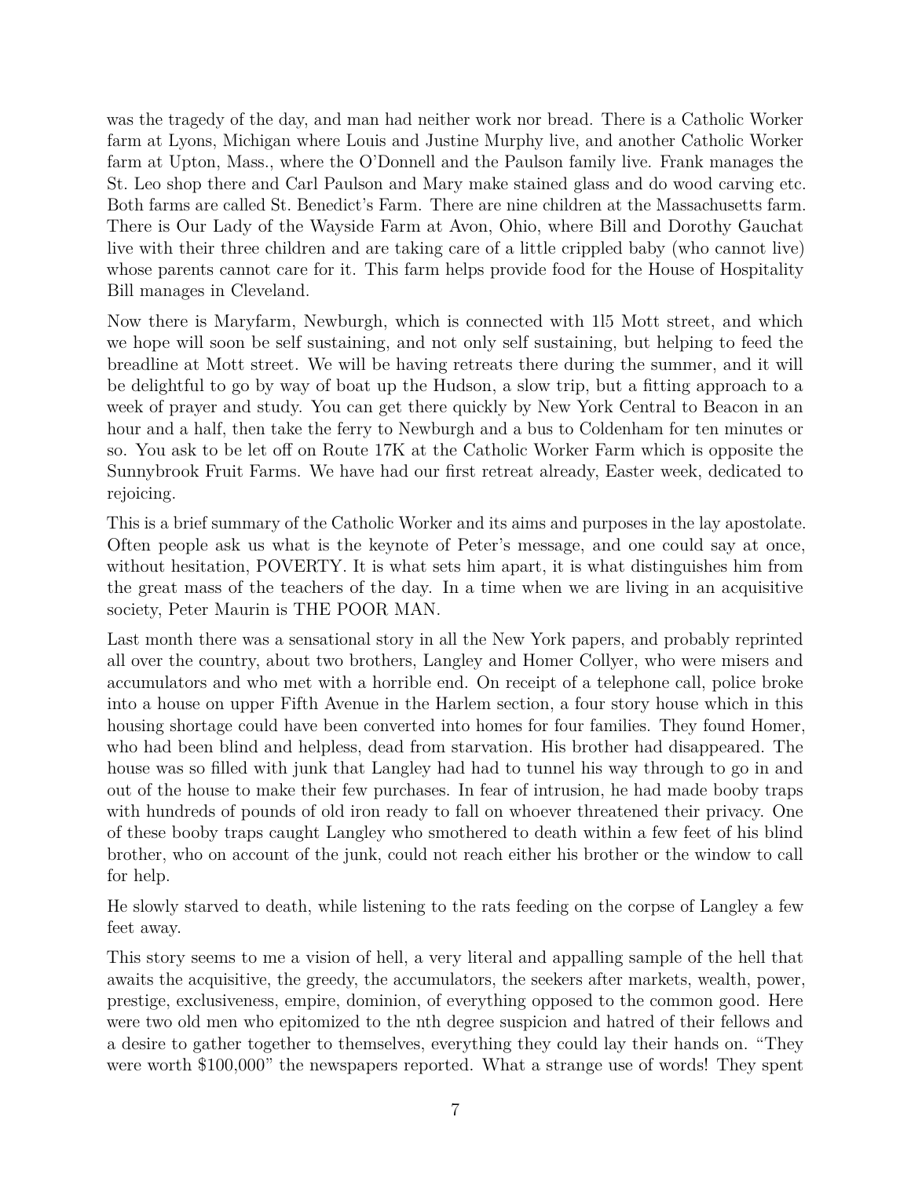was the tragedy of the day, and man had neither work nor bread. There is a Catholic Worker farm at Lyons, Michigan where Louis and Justine Murphy live, and another Catholic Worker farm at Upton, Mass., where the O'Donnell and the Paulson family live. Frank manages the St. Leo shop there and Carl Paulson and Mary make stained glass and do wood carving etc. Both farms are called St. Benedict's Farm. There are nine children at the Massachusetts farm. There is Our Lady of the Wayside Farm at Avon, Ohio, where Bill and Dorothy Gauchat live with their three children and are taking care of a little crippled baby (who cannot live) whose parents cannot care for it. This farm helps provide food for the House of Hospitality Bill manages in Cleveland.

Now there is Maryfarm, Newburgh, which is connected with 1l5 Mott street, and which we hope will soon be self sustaining, and not only self sustaining, but helping to feed the breadline at Mott street. We will be having retreats there during the summer, and it will be delightful to go by way of boat up the Hudson, a slow trip, but a fitting approach to a week of prayer and study. You can get there quickly by New York Central to Beacon in an hour and a half, then take the ferry to Newburgh and a bus to Coldenham for ten minutes or so. You ask to be let off on Route 17K at the Catholic Worker Farm which is opposite the Sunnybrook Fruit Farms. We have had our first retreat already, Easter week, dedicated to rejoicing.

This is a brief summary of the Catholic Worker and its aims and purposes in the lay apostolate. Often people ask us what is the keynote of Peter's message, and one could say at once, without hesitation, POVERTY. It is what sets him apart, it is what distinguishes him from the great mass of the teachers of the day. In a time when we are living in an acquisitive society, Peter Maurin is THE POOR MAN.

Last month there was a sensational story in all the New York papers, and probably reprinted all over the country, about two brothers, Langley and Homer Collyer, who were misers and accumulators and who met with a horrible end. On receipt of a telephone call, police broke into a house on upper Fifth Avenue in the Harlem section, a four story house which in this housing shortage could have been converted into homes for four families. They found Homer, who had been blind and helpless, dead from starvation. His brother had disappeared. The house was so filled with junk that Langley had had to tunnel his way through to go in and out of the house to make their few purchases. In fear of intrusion, he had made booby traps with hundreds of pounds of old iron ready to fall on whoever threatened their privacy. One of these booby traps caught Langley who smothered to death within a few feet of his blind brother, who on account of the junk, could not reach either his brother or the window to call for help.

He slowly starved to death, while listening to the rats feeding on the corpse of Langley a few feet away.

This story seems to me a vision of hell, a very literal and appalling sample of the hell that awaits the acquisitive, the greedy, the accumulators, the seekers after markets, wealth, power, prestige, exclusiveness, empire, dominion, of everything opposed to the common good. Here were two old men who epitomized to the nth degree suspicion and hatred of their fellows and a desire to gather together to themselves, everything they could lay their hands on. "They were worth $100,000" the newspapers reported. What a strange use of words! They spent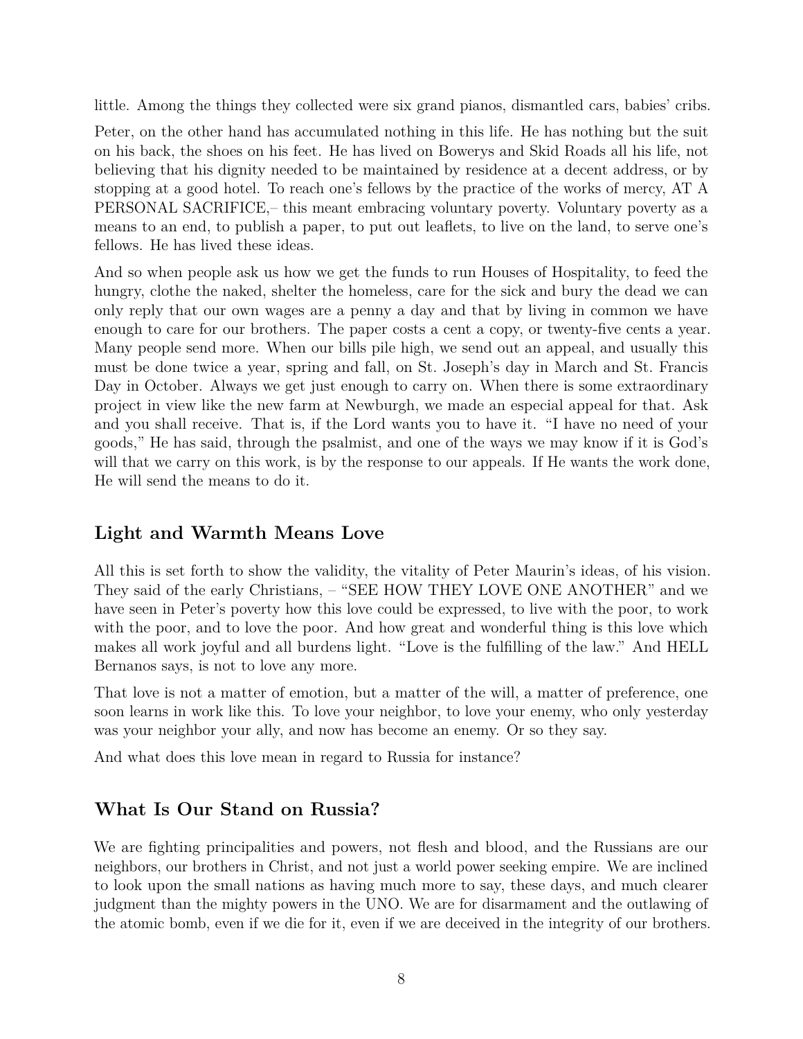little. Among the things they collected were six grand pianos, dismantled cars, babies' cribs.

Peter, on the other hand has accumulated nothing in this life. He has nothing but the suit on his back, the shoes on his feet. He has lived on Bowerys and Skid Roads all his life, not believing that his dignity needed to be maintained by residence at a decent address, or by stopping at a good hotel. To reach one's fellows by the practice of the works of mercy, AT A PERSONAL SACRIFICE,– this meant embracing voluntary poverty. Voluntary poverty as a means to an end, to publish a paper, to put out leaflets, to live on the land, to serve one's fellows. He has lived these ideas.

And so when people ask us how we get the funds to run Houses of Hospitality, to feed the hungry, clothe the naked, shelter the homeless, care for the sick and bury the dead we can only reply that our own wages are a penny a day and that by living in common we have enough to care for our brothers. The paper costs a cent a copy, or twenty-five cents a year. Many people send more. When our bills pile high, we send out an appeal, and usually this must be done twice a year, spring and fall, on St. Joseph's day in March and St. Francis Day in October. Always we get just enough to carry on. When there is some extraordinary project in view like the new farm at Newburgh, we made an especial appeal for that. Ask and you shall receive. That is, if the Lord wants you to have it. "I have no need of your goods," He has said, through the psalmist, and one of the ways we may know if it is God's will that we carry on this work, is by the response to our appeals. If He wants the work done, He will send the means to do it.

## Light and Warmth Means Love

All this is set forth to show the validity, the vitality of Peter Maurin's ideas, of his vision. They said of the early Christians, – "SEE HOW THEY LOVE ONE ANOTHER" and we have seen in Peter's poverty how this love could be expressed, to live with the poor, to work with the poor, and to love the poor. And how great and wonderful thing is this love which makes all work joyful and all burdens light. "Love is the fulfilling of the law." And HELL Bernanos says, is not to love any more.

That love is not a matter of emotion, but a matter of the will, a matter of preference, one soon learns in work like this. To love your neighbor, to love your enemy, who only yesterday was your neighbor your ally, and now has become an enemy. Or so they say.

And what does this love mean in regard to Russia for instance?

## What Is Our Stand on Russia?

We are fighting principalities and powers, not flesh and blood, and the Russians are our neighbors, our brothers in Christ, and not just a world power seeking empire. We are inclined to look upon the small nations as having much more to say, these days, and much clearer judgment than the mighty powers in the UNO. We are for disarmament and the outlawing of the atomic bomb, even if we die for it, even if we are deceived in the integrity of our brothers.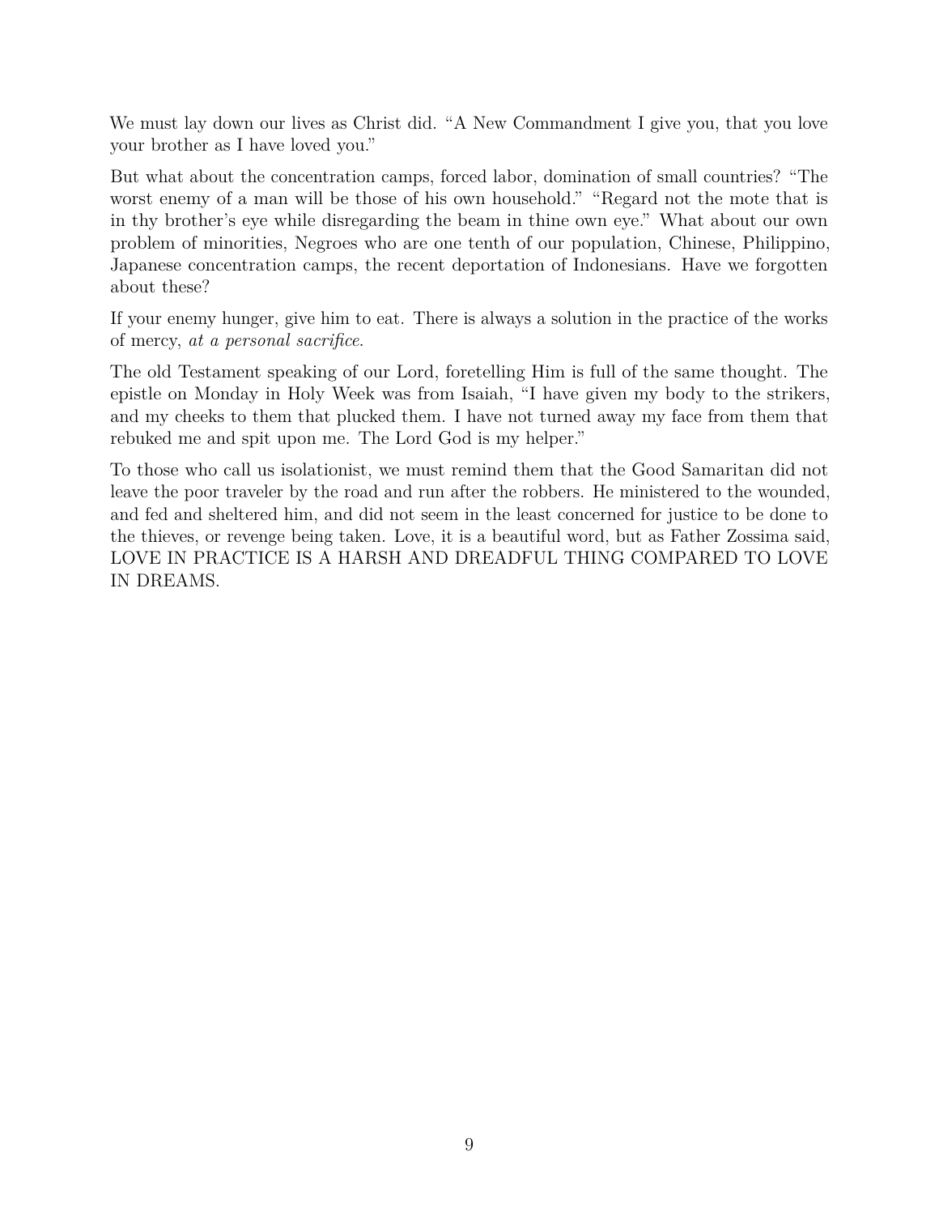We must lay down our lives as Christ did. "A New Commandment I give you, that you love your brother as I have loved you."

But what about the concentration camps, forced labor, domination of small countries? "The worst enemy of a man will be those of his own household." "Regard not the mote that is in thy brother's eye while disregarding the beam in thine own eye." What about our own problem of minorities, Negroes who are one tenth of our population, Chinese, Philippino, Japanese concentration camps, the recent deportation of Indonesians. Have we forgotten about these?

If your enemy hunger, give him to eat. There is always a solution in the practice of the works of mercy, *at a personal sacrifice*.

The old Testament speaking of our Lord, foretelling Him is full of the same thought. The epistle on Monday in Holy Week was from Isaiah, "I have given my body to the strikers, and my cheeks to them that plucked them. I have not turned away my face from them that rebuked me and spit upon me. The Lord God is my helper."

To those who call us isolationist, we must remind them that the Good Samaritan did not leave the poor traveler by the road and run after the robbers. He ministered to the wounded, and fed and sheltered him, and did not seem in the least concerned for justice to be done to the thieves, or revenge being taken. Love, it is a beautiful word, but as Father Zossima said, LOVE IN PRACTICE IS A HARSH AND DREADFUL THING COMPARED TO LOVE IN DREAMS.